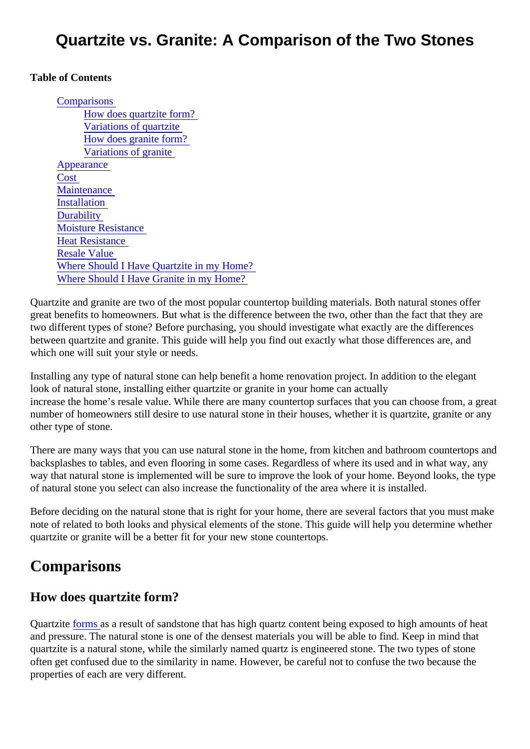# Quartzite vs. Granite: A Comparison of the Two Stones

**Table of Contents**

- Comparisons
  - How does quartzite form?
  - Variations of quartzite
  - How does granite form?
  - Variations of granite
- Appearance
- Cost
- Maintenance
- Installation
- Durability
- Moisture Resistance
- Heat Resistance
- Resale Value
- Where Should I Have Quartzite in my Home?
- Where Should I Have Granite in my Home?

Quartzite and granite are two of the most popular countertop building materials. Both natural stones offer great benefits to homeowners. But what is the difference between the two, other than the fact that they are two different types of stone? Before purchasing, you should investigate what exactly are the differences between quartzite and granite. This guide will help you find out exactly what those differences are, and which one will suit your style or needs.

Installing any type of natural stone can help benefit a home renovation project. In addition to the elegant look of natural stone, installing either quartzite or granite in your home can actually increase the home's resale value. While there are many countertop surfaces that you can choose from, a great number of homeowners still desire to use natural stone in their houses, whether it is quartzite, granite or any other type of stone.

There are many ways that you can use natural stone in the home, from kitchen and bathroom countertops and backsplashes to tables, and even flooring in some cases. Regardless of where its used and in what way, any way that natural stone is implemented will be sure to improve the look of your home. Beyond looks, the type of natural stone you select can also increase the functionality of the area where it is installed.

Before deciding on the natural stone that is right for your home, there are several factors that you must make note of related to both looks and physical elements of the stone. This guide will help you determine whether quartzite or granite will be a better fit for your new stone countertops.

## Comparisons

### How does quartzite form?

Quartzite forms as a result of sandstone that has high quartz content being exposed to high amounts of heat and pressure. The natural stone is one of the densest materials you will be able to find. Keep in mind that quartzite is a natural stone, while the similarly named quartz is engineered stone. The two types of stone often get confused due to the similarity in name. However, be careful not to confuse the two because the properties of each are very different.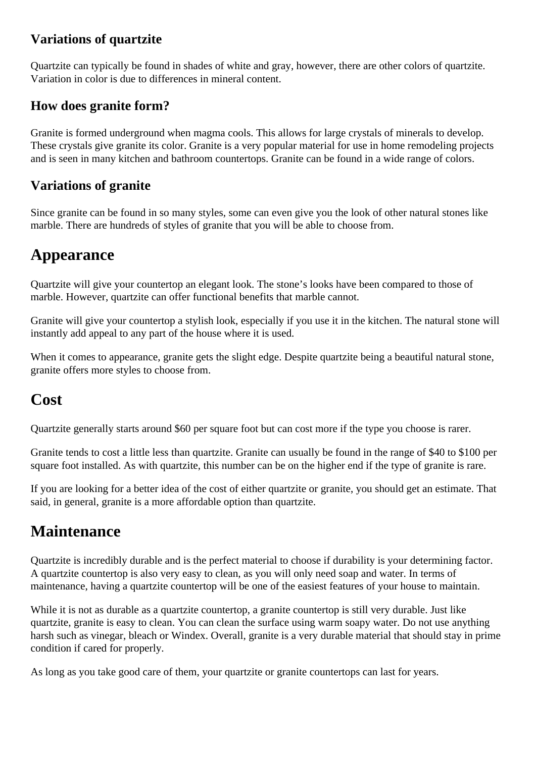### Variations of quartzite

Quartzite can typically be found in shades of white and gray, however, there are other colors of quartzite. Variation in color is due to differences in mineral content.

### How does granite form?

Granite is formed underground when magma cools. This allows for large crystals of minerals to develop. These crystals give granite its color. Granite is a very popular material for use in home remodeling projects and is seen in many kitchen and bathroom countertops. Granite can be found in a wide range of colors.

### Variations of granite

Since granite can be found in so many styles, some can even give you the look of other natural stones like marble. There are hundreds of styles of granite that you will be able to choose from.

## Appearance

Quartzite will give your countertop an elegant look. The stone's looks have been compared to those of marble. However, quartzite can offer functional benefits that marble cannot.

Granite will give your countertop a stylish look, especially if you use it in the kitchen. The natural stone will instantly add appeal to any part of the house where it is used.

When it comes to appearance, granite gets the slight edge. Despite quartzite being a beautiful natural stone, granite offers more styles to choose from.

## Cost

Quartzite generally starts around $60 per square foot but can cost more if the type you choose is rarer.

Granite tends to cost a little less than quartzite. Granite can usually be found in the range of $40 to $100 per square foot installed. As with quartzite, this number can be on the higher end if the type of granite is rare.

If you are looking for a better idea of the cost of either quartzite or granite, you should get an estimate. That said, in general, granite is a more affordable option than quartzite.

## Maintenance

Quartzite is incredibly durable and is the perfect material to choose if durability is your determining factor. A quartzite countertop is also very easy to clean, as you will only need soap and water. In terms of maintenance, having a quartzite countertop will be one of the easiest features of your house to maintain.

While it is not as durable as a quartzite countertop, a granite countertop is still very durable. Just like quartzite, granite is easy to clean. You can clean the surface using warm soapy water. Do not use anything harsh such as vinegar, bleach or Windex. Overall, granite is a very durable material that should stay in prime condition if cared for properly.

As long as you take good care of them, your quartzite or granite countertops can last for years.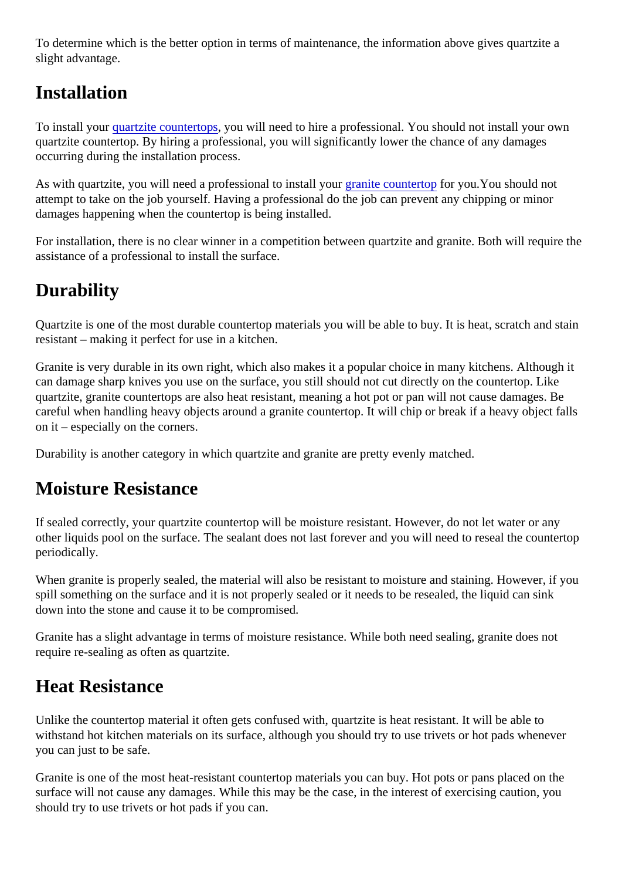To determine which is the better option in terms of maintenance, the information above gives quartzite a slight advantage.

## Installation

To install your quartzite countertops, you will need to hire a professional. You should not install your own quartzite countertop. By hiring a professional, you will significantly lower the chance of any damages occurring during the installation process.

As with quartzite, you will need a professional to install your granite countertop for you.You should not attempt to take on the job yourself. Having a professional do the job can prevent any chipping or minor damages happening when the countertop is being installed.

For installation, there is no clear winner in a competition between quartzite and granite. Both will require the assistance of a professional to install the surface.

## Durability

Quartzite is one of the most durable countertop materials you will be able to buy. It is heat, scratch and stain resistant – making it perfect for use in a kitchen.

Granite is very durable in its own right, which also makes it a popular choice in many kitchens. Although it can damage sharp knives you use on the surface, you still should not cut directly on the countertop. Like quartzite, granite countertops are also heat resistant, meaning a hot pot or pan will not cause damages. Be careful when handling heavy objects around a granite countertop. It will chip or break if a heavy object falls on it – especially on the corners.

Durability is another category in which quartzite and granite are pretty evenly matched.

## Moisture Resistance

If sealed correctly, your quartzite countertop will be moisture resistant. However, do not let water or any other liquids pool on the surface. The sealant does not last forever and you will need to reseal the countertop periodically.

When granite is properly sealed, the material will also be resistant to moisture and staining. However, if you spill something on the surface and it is not properly sealed or it needs to be resealed, the liquid can sink down into the stone and cause it to be compromised.

Granite has a slight advantage in terms of moisture resistance. While both need sealing, granite does not require re-sealing as often as quartzite.

## Heat Resistance

Unlike the countertop material it often gets confused with, quartzite is heat resistant. It will be able to withstand hot kitchen materials on its surface, although you should try to use trivets or hot pads whenever you can just to be safe.

Granite is one of the most heat-resistant countertop materials you can buy. Hot pots or pans placed on the surface will not cause any damages. While this may be the case, in the interest of exercising caution, you should try to use trivets or hot pads if you can.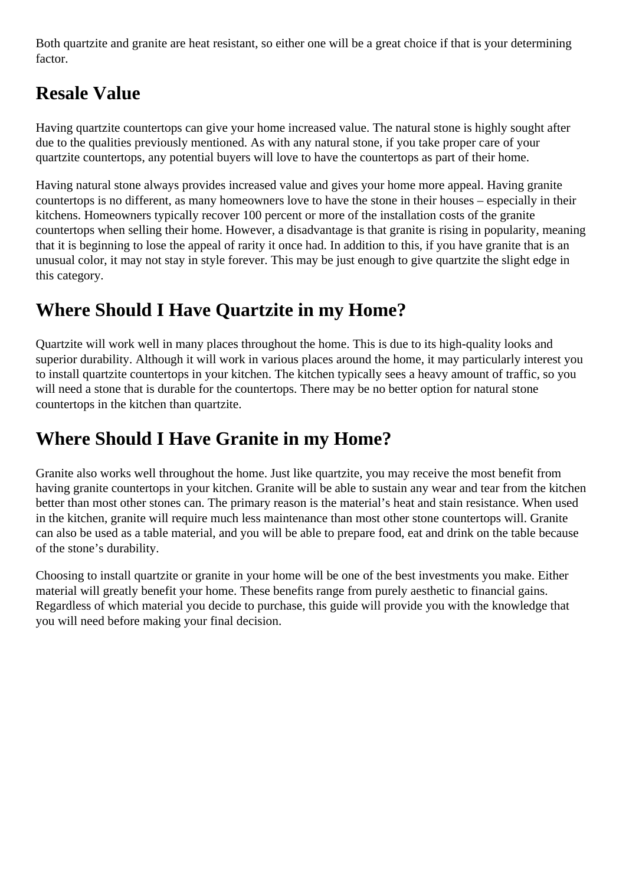Both quartzite and granite are heat resistant, so either one will be a great choice if that is your determining factor.

## Resale Value

Having quartzite countertops can give your home increased value. The natural stone is highly sought after due to the qualities previously mentioned. As with any natural stone, if you take proper care of your quartzite countertops, any potential buyers will love to have the countertops as part of their home.

Having natural stone always provides increased value and gives your home more appeal. Having granite countertops is no different, as many homeowners love to have the stone in their houses – especially in their kitchens. Homeowners typically recover 100 percent or more of the installation costs of the granite countertops when selling their home. However, a disadvantage is that granite is rising in popularity, meaning that it is beginning to lose the appeal of rarity it once had. In addition to this, if you have granite that is an unusual color, it may not stay in style forever. This may be just enough to give quartzite the slight edge in this category.

## Where Should I Have Quartzite in my Home?

Quartzite will work well in many places throughout the home. This is due to its high-quality looks and superior durability. Although it will work in various places around the home, it may particularly interest you to install quartzite countertops in your kitchen. The kitchen typically sees a heavy amount of traffic, so you will need a stone that is durable for the countertops. There may be no better option for natural stone countertops in the kitchen than quartzite.

## Where Should I Have Granite in my Home?

Granite also works well throughout the home. Just like quartzite, you may receive the most benefit from having granite countertops in your kitchen. Granite will be able to sustain any wear and tear from the kitchen better than most other stones can. The primary reason is the material's heat and stain resistance. When used in the kitchen, granite will require much less maintenance than most other stone countertops will. Granite can also be used as a table material, and you will be able to prepare food, eat and drink on the table because of the stone's durability.

Choosing to install quartzite or granite in your home will be one of the best investments you make. Either material will greatly benefit your home. These benefits range from purely aesthetic to financial gains. Regardless of which material you decide to purchase, this guide will provide you with the knowledge that you will need before making your final decision.